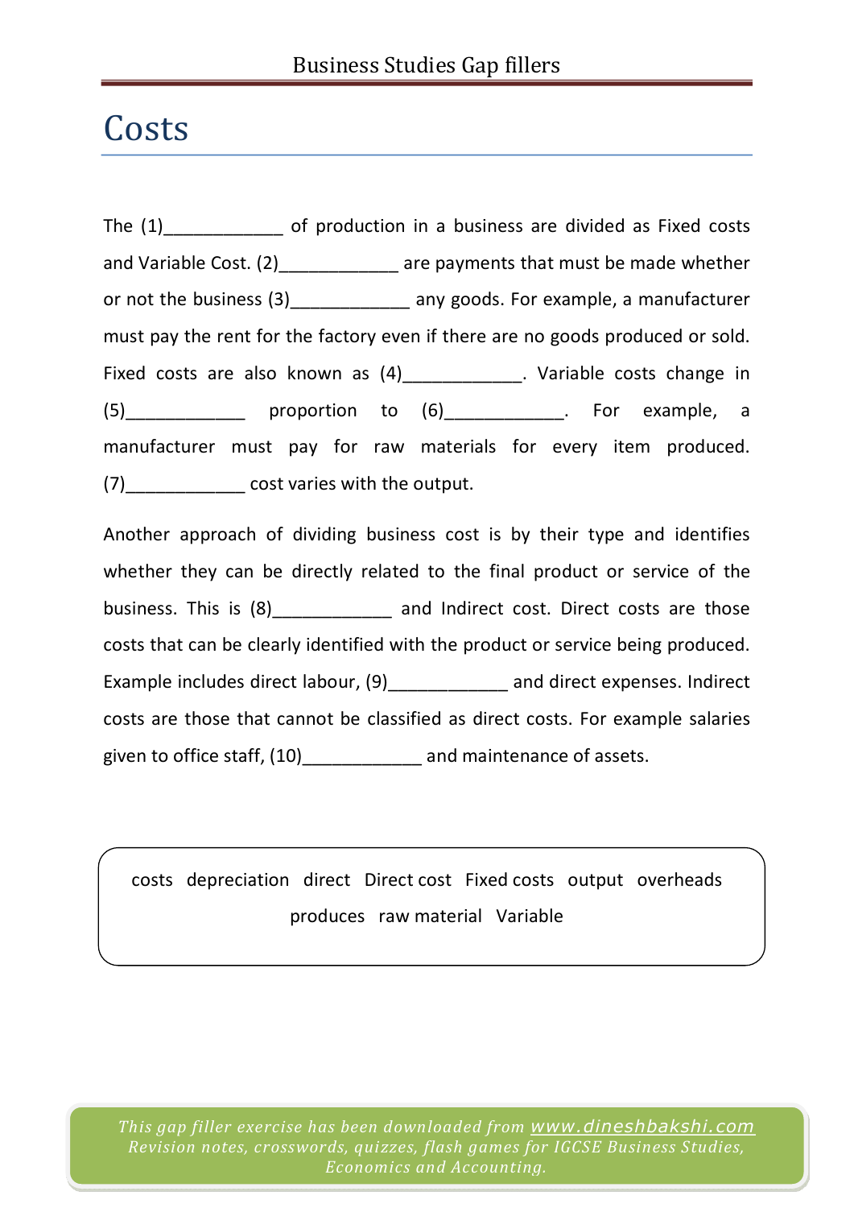# Costs

The (1)____________ of production in a business are divided as Fixed costs and Variable Cost. (2)____________ are payments that must be made whether or not the business (3)____________ any goods. For example, a manufacturer must pay the rent for the factory even if there are no goods produced or sold. Fixed costs are also known as (4)____________. Variable costs change in (5)____________ proportion to (6)____________. For example, a manufacturer must pay for raw materials for every item produced. (7)____________ cost varies with the output.

Another approach of dividing business cost is by their type and identifies whether they can be directly related to the final product or service of the business. This is (8)____________ and Indirect cost. Direct costs are those costs that can be clearly identified with the product or service being produced. Example includes direct labour, (9)____________ and direct expenses. Indirect costs are those that cannot be classified as direct costs. For example salaries given to office staff, (10)____________ and maintenance of assets.

costs   depreciation   direct   Direct cost   Fixed costs   output   overheads   produces   raw material   Variable

*This gap filler exercise has been downloaded from www.dineshbakshi.com*
*Revision notes, crosswords, quizzes, flash games for IGCSE Business Studies, Economics and Accounting.*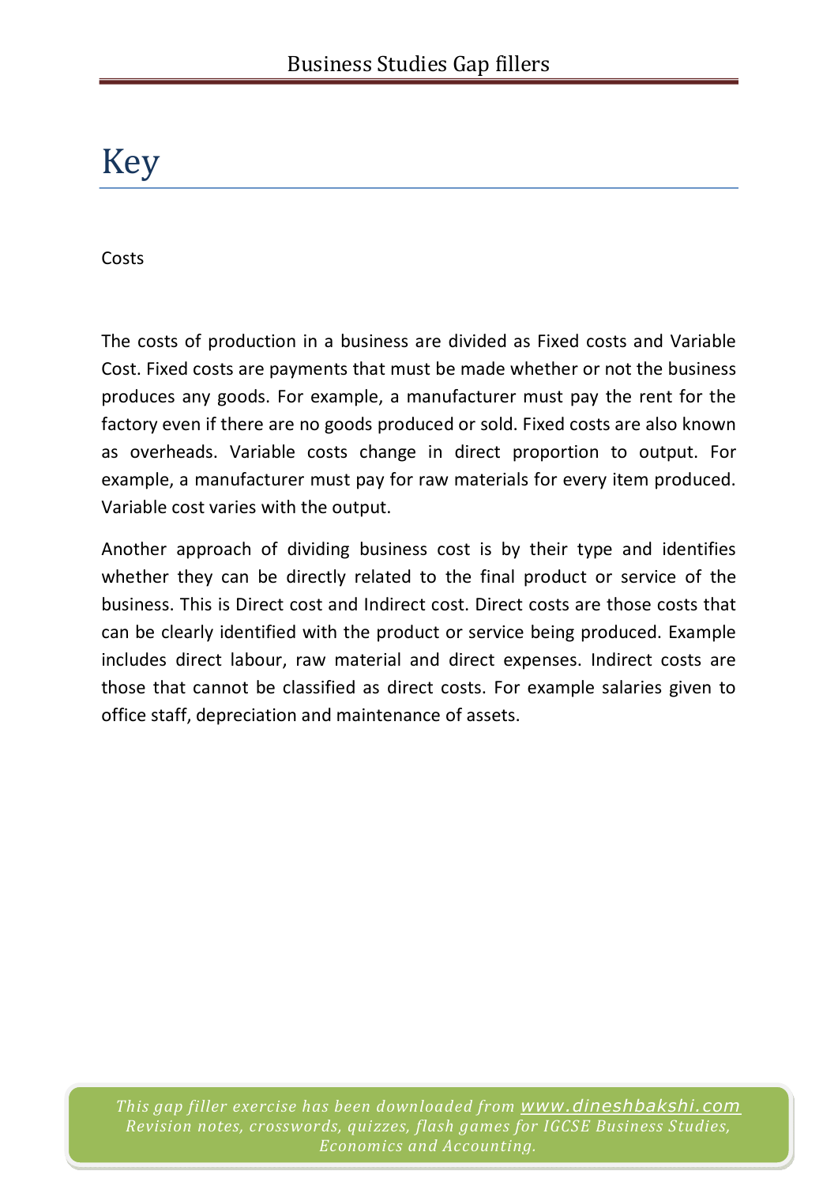# Key

Costs

The costs of production in a business are divided as Fixed costs and Variable Cost. Fixed costs are payments that must be made whether or not the business produces any goods. For example, a manufacturer must pay the rent for the factory even if there are no goods produced or sold. Fixed costs are also known as overheads. Variable costs change in direct proportion to output. For example, a manufacturer must pay for raw materials for every item produced. Variable cost varies with the output.

Another approach of dividing business cost is by their type and identifies whether they can be directly related to the final product or service of the business. This is Direct cost and Indirect cost. Direct costs are those costs that can be clearly identified with the product or service being produced. Example includes direct labour, raw material and direct expenses. Indirect costs are those that cannot be classified as direct costs. For example salaries given to office staff, depreciation and maintenance of assets.

*This gap filler exercise has been downloaded from www.dineshbakshi.com Revision notes, crosswords, quizzes, flash games for IGCSE Business Studies, Economics and Accounting.*